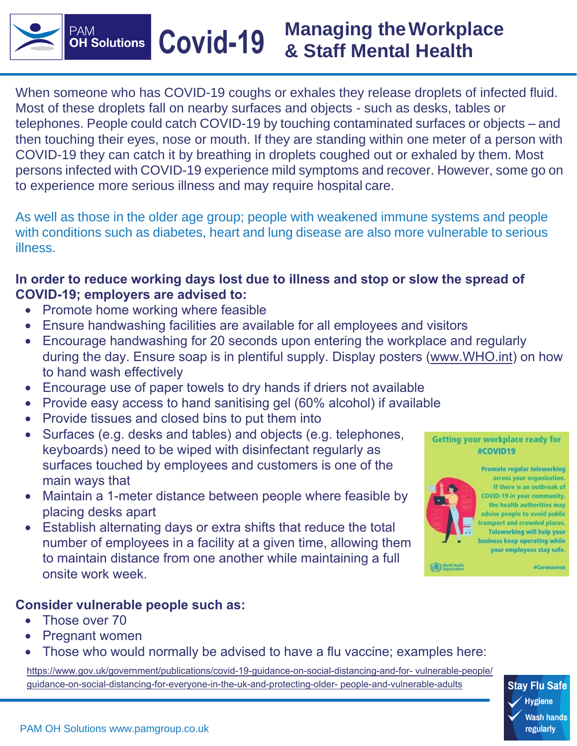# PAM OH Solutions Covid-19 Managing the Workplace & Staff Mental Health

When someone who has COVID-19 coughs or exhales they release droplets of infected fluid. Most of these droplets fall on nearby surfaces and objects - such as desks, tables or telephones. People could catch COVID-19 by touching contaminated surfaces or objects – and then touching their eyes, nose or mouth. If they are standing within one meter of a person with COVID-19 they can catch it by breathing in droplets coughed out or exhaled by them. Most persons infected with COVID-19 experience mild symptoms and recover. However, some go on to experience more serious illness and may require hospital care.

As well as those in the older age group; people with weakened immune systems and people with conditions such as diabetes, heart and lung disease are also more vulnerable to serious illness.

**In order to reduce working days lost due to illness and stop or slow the spread of COVID-19; employers are advised to:**

- Promote home working where feasible
- Ensure handwashing facilities are available for all employees and visitors
- Encourage handwashing for 20 seconds upon entering the workplace and regularly during the day. Ensure soap is in plentiful supply. Display posters (www.WHO.int) on how to hand wash effectively
- Encourage use of paper towels to dry hands if driers not available
- Provide easy access to hand sanitising gel (60% alcohol) if available
- Provide tissues and closed bins to put them into
- Surfaces (e.g. desks and tables) and objects (e.g. telephones, keyboards) need to be wiped with disinfectant regularly as surfaces touched by employees and customers is one of the main ways that
- Maintain a 1-meter distance between people where feasible by placing desks apart
- Establish alternating days or extra shifts that reduce the total number of employees in a facility at a given time, allowing them to maintain distance from one another while maintaining a full onsite work week.

Getting your workplace ready for #COVID19

Promote regular teleworking across your organization. If there is an outbreak of COVID-19 in your community, the health authorities may advise people to avoid public transport and crowded places. Teleworking will help your business keep operating while your employees stay safe.

#Coronavirus

**Consider vulnerable people such as:**

- Those over 70
- Pregnant women
- Those who would normally be advised to have a flu vaccine; examples here:

https://www.gov.uk/government/publications/covid-19-guidance-on-social-distancing-and-for- vulnerable-people/guidance-on-social-distancing-for-everyone-in-the-uk-and-protecting-older- people-and-vulnerable-adults

Stay Flu Safe
- Hygiene
- Wash hands regularly

PAM OH Solutions www.pamgroup.co.uk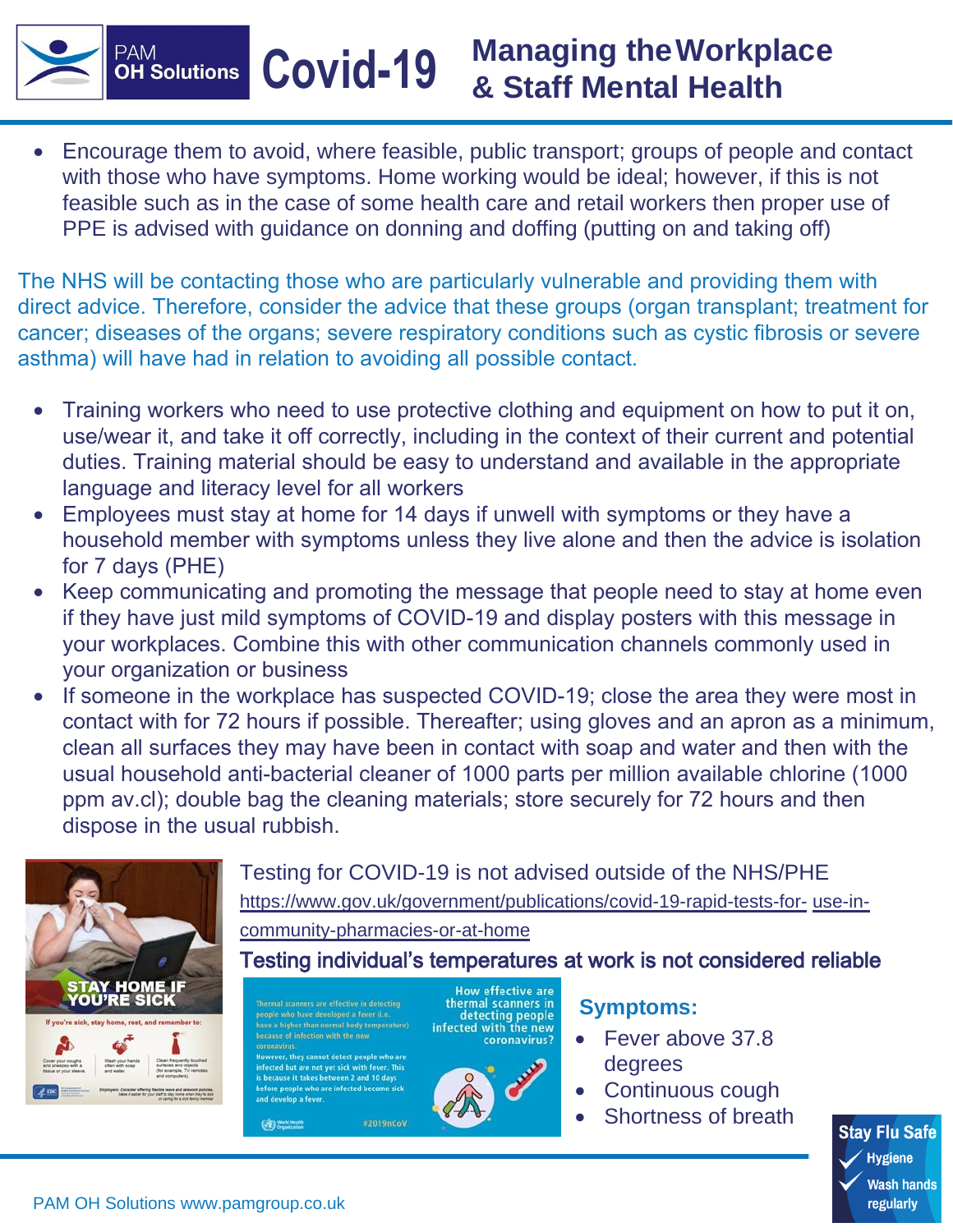- Encourage them to avoid, where feasible, public transport; groups of people and contact with those who have symptoms. Home working would be ideal; however, if this is not feasible such as in the case of some health care and retail workers then proper use of PPE is advised with guidance on donning and doffing (putting on and taking off)

The NHS will be contacting those who are particularly vulnerable and providing them with direct advice. Therefore, consider the advice that these groups (organ transplant; treatment for cancer; diseases of the organs; severe respiratory conditions such as cystic fibrosis or severe asthma) will have had in relation to avoiding all possible contact.

- Training workers who need to use protective clothing and equipment on how to put it on, use/wear it, and take it off correctly, including in the context of their current and potential duties. Training material should be easy to understand and available in the appropriate language and literacy level for all workers
- Employees must stay at home for 14 days if unwell with symptoms or they have a household member with symptoms unless they live alone and then the advice is isolation for 7 days (PHE)
- Keep communicating and promoting the message that people need to stay at home even if they have just mild symptoms of COVID-19 and display posters with this message in your workplaces. Combine this with other communication channels commonly used in your organization or business
- If someone in the workplace has suspected COVID-19; close the area they were most in contact with for 72 hours if possible. Thereafter; using gloves and an apron as a minimum, clean all surfaces they may have been in contact with soap and water and then with the usual household anti-bacterial cleaner of 1000 parts per million available chlorine (1000 ppm av.cl); double bag the cleaning materials; store securely for 72 hours and then dispose in the usual rubbish.

Testing for COVID-19 is not advised outside of the NHS/PHE
https://www.gov.uk/government/publications/covid-19-rapid-tests-for-use-in-community-pharmacies-or-at-home

**Testing individual's temperatures at work is not considered reliable**

## Symptoms:

- Fever above 37.8 degrees
- Continuous cough
- Shortness of breath

PAM OH Solutions www.pamgroup.co.uk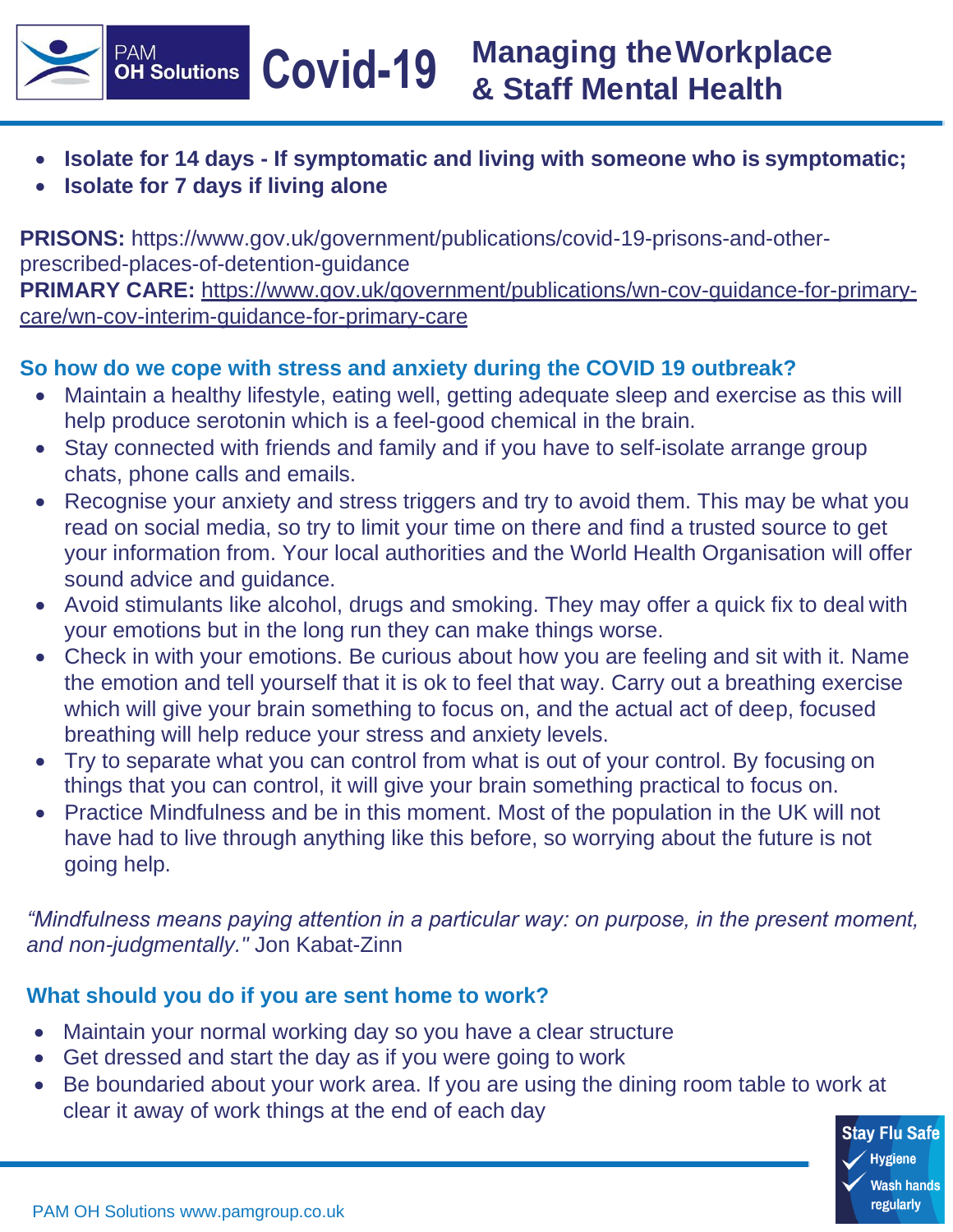- **Isolate for 14 days - If symptomatic and living with someone who is symptomatic;**
- **Isolate for 7 days if living alone**

**PRISONS:** https://www.gov.uk/government/publications/covid-19-prisons-and-other-prescribed-places-of-detention-guidance
**PRIMARY CARE:** https://www.gov.uk/government/publications/wn-cov-guidance-for-primary-care/wn-cov-interim-guidance-for-primary-care

### So how do we cope with stress and anxiety during the COVID 19 outbreak?

- Maintain a healthy lifestyle, eating well, getting adequate sleep and exercise as this will help produce serotonin which is a feel-good chemical in the brain.
- Stay connected with friends and family and if you have to self-isolate arrange group chats, phone calls and emails.
- Recognise your anxiety and stress triggers and try to avoid them. This may be what you read on social media, so try to limit your time on there and find a trusted source to get your information from. Your local authorities and the World Health Organisation will offer sound advice and guidance.
- Avoid stimulants like alcohol, drugs and smoking. They may offer a quick fix to deal with your emotions but in the long run they can make things worse.
- Check in with your emotions. Be curious about how you are feeling and sit with it. Name the emotion and tell yourself that it is ok to feel that way. Carry out a breathing exercise which will give your brain something to focus on, and the actual act of deep, focused breathing will help reduce your stress and anxiety levels.
- Try to separate what you can control from what is out of your control. By focusing on things that you can control, it will give your brain something practical to focus on.
- Practice Mindfulness and be in this moment. Most of the population in the UK will not have had to live through anything like this before, so worrying about the future is not going help.

*“Mindfulness means paying attention in a particular way: on purpose, in the present moment, and non-judgmentally."* Jon Kabat-Zinn

### What should you do if you are sent home to work?

- Maintain your normal working day so you have a clear structure
- Get dressed and start the day as if you were going to work
- Be boundaried about your work area. If you are using the dining room table to work at clear it away of work things at the end of each day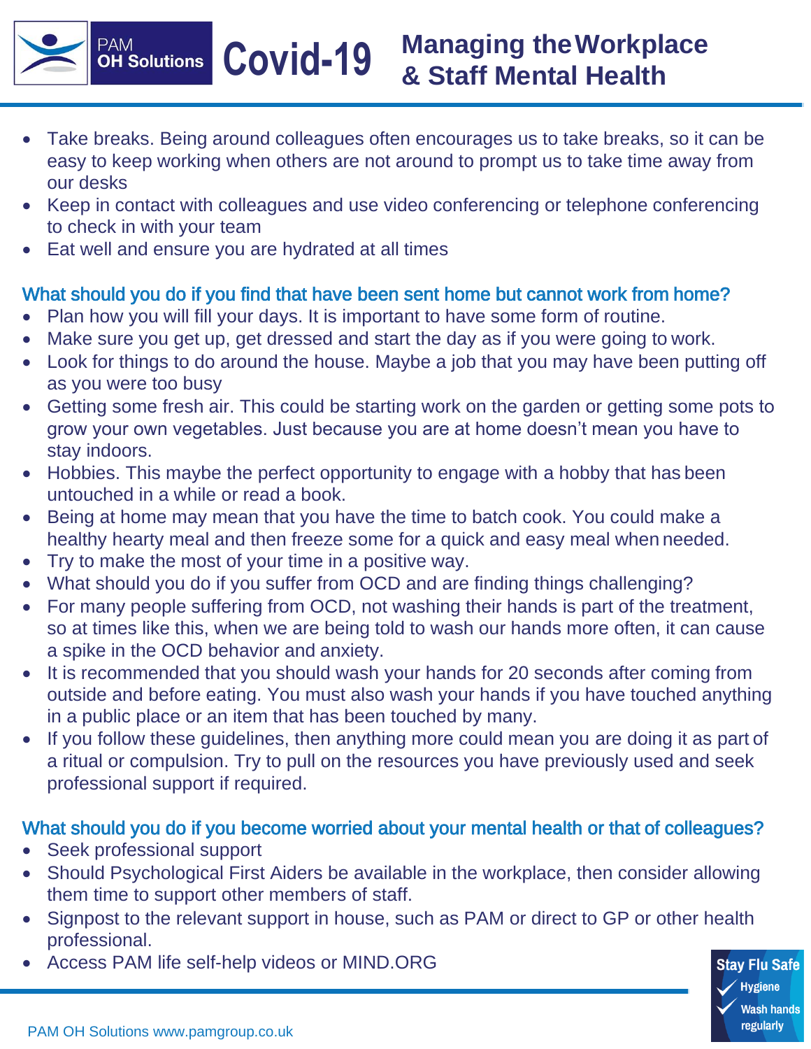- Take breaks. Being around colleagues often encourages us to take breaks, so it can be easy to keep working when others are not around to prompt us to take time away from our desks
- Keep in contact with colleagues and use video conferencing or telephone conferencing to check in with your team
- Eat well and ensure you are hydrated at all times

## What should you do if you find that have been sent home but cannot work from home?

- Plan how you will fill your days. It is important to have some form of routine.
- Make sure you get up, get dressed and start the day as if you were going to work.
- Look for things to do around the house. Maybe a job that you may have been putting off as you were too busy
- Getting some fresh air. This could be starting work on the garden or getting some pots to grow your own vegetables. Just because you are at home doesn't mean you have to stay indoors.
- Hobbies. This maybe the perfect opportunity to engage with a hobby that has been untouched in a while or read a book.
- Being at home may mean that you have the time to batch cook. You could make a healthy hearty meal and then freeze some for a quick and easy meal when needed.
- Try to make the most of your time in a positive way.
- What should you do if you suffer from OCD and are finding things challenging?
- For many people suffering from OCD, not washing their hands is part of the treatment, so at times like this, when we are being told to wash our hands more often, it can cause a spike in the OCD behavior and anxiety.
- It is recommended that you should wash your hands for 20 seconds after coming from outside and before eating. You must also wash your hands if you have touched anything in a public place or an item that has been touched by many.
- If you follow these guidelines, then anything more could mean you are doing it as part of a ritual or compulsion. Try to pull on the resources you have previously used and seek professional support if required.

## What should you do if you become worried about your mental health or that of colleagues?

- Seek professional support
- Should Psychological First Aiders be available in the workplace, then consider allowing them time to support other members of staff.
- Signpost to the relevant support in house, such as PAM or direct to GP or other health professional.
- Access PAM life self-help videos or MIND.ORG

Stay Flu Safe
- Hygiene
- Wash hands regularly

PAM OH Solutions www.pamgroup.co.uk